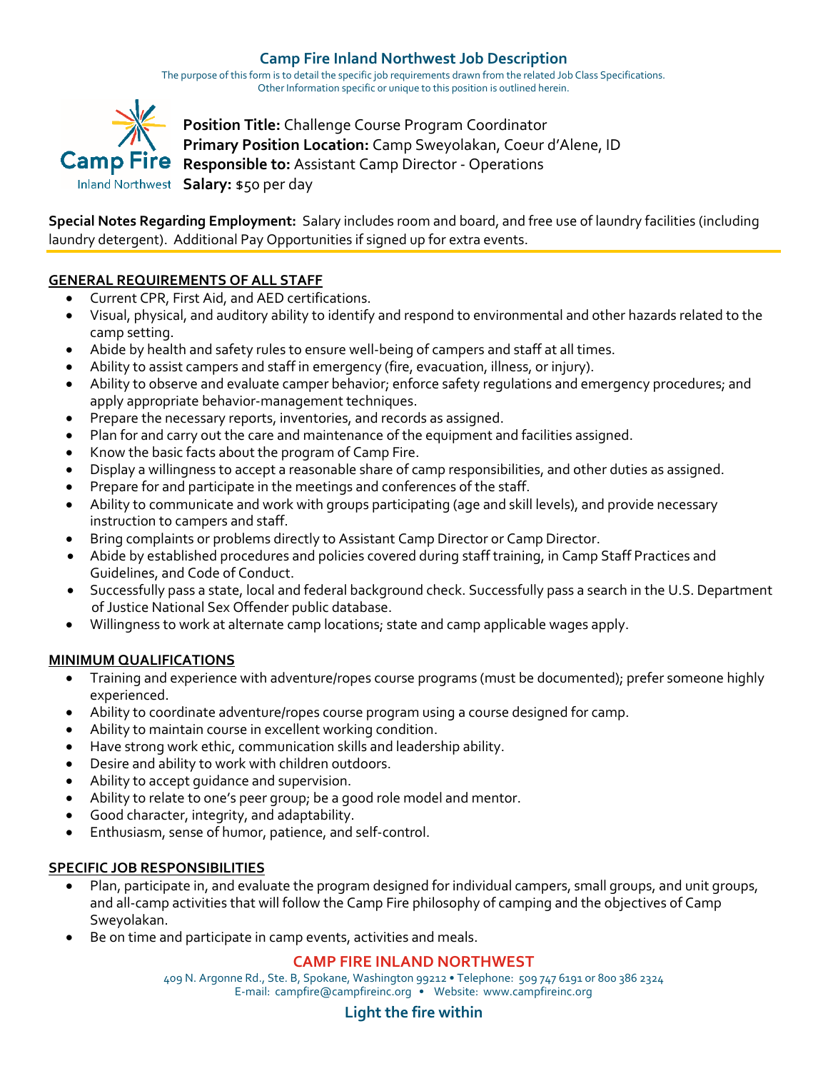# Camp Fire Inland Northwest Job Description

The purpose of this form is to detail the specific job requirements drawn from the related Job Class Specifications.
Other Information specific or unique to this position is outlined herein.

**Position Title:** Challenge Course Program Coordinator
**Primary Position Location:** Camp Sweyolakan, Coeur d'Alene, ID
**Responsible to:** Assistant Camp Director - Operations
**Salary:** $50 per day

**Special Notes Regarding Employment:** Salary includes room and board, and free use of laundry facilities (including laundry detergent). Additional Pay Opportunities if signed up for extra events.

## GENERAL REQUIREMENTS OF ALL STAFF

- Current CPR, First Aid, and AED certifications.
- Visual, physical, and auditory ability to identify and respond to environmental and other hazards related to the camp setting.
- Abide by health and safety rules to ensure well-being of campers and staff at all times.
- Ability to assist campers and staff in emergency (fire, evacuation, illness, or injury).
- Ability to observe and evaluate camper behavior; enforce safety regulations and emergency procedures; and apply appropriate behavior-management techniques.
- Prepare the necessary reports, inventories, and records as assigned.
- Plan for and carry out the care and maintenance of the equipment and facilities assigned.
- Know the basic facts about the program of Camp Fire.
- Display a willingness to accept a reasonable share of camp responsibilities, and other duties as assigned.
- Prepare for and participate in the meetings and conferences of the staff.
- Ability to communicate and work with groups participating (age and skill levels), and provide necessary instruction to campers and staff.
- Bring complaints or problems directly to Assistant Camp Director or Camp Director.
- Abide by established procedures and policies covered during staff training, in Camp Staff Practices and Guidelines, and Code of Conduct.
- Successfully pass a state, local and federal background check. Successfully pass a search in the U.S. Department of Justice National Sex Offender public database.
- Willingness to work at alternate camp locations; state and camp applicable wages apply.

## MINIMUM QUALIFICATIONS

- Training and experience with adventure/ropes course programs (must be documented); prefer someone highly experienced.
- Ability to coordinate adventure/ropes course program using a course designed for camp.
- Ability to maintain course in excellent working condition.
- Have strong work ethic, communication skills and leadership ability.
- Desire and ability to work with children outdoors.
- Ability to accept guidance and supervision.
- Ability to relate to one's peer group; be a good role model and mentor.
- Good character, integrity, and adaptability.
- Enthusiasm, sense of humor, patience, and self-control.

## SPECIFIC JOB RESPONSIBILITIES

- Plan, participate in, and evaluate the program designed for individual campers, small groups, and unit groups, and all-camp activities that will follow the Camp Fire philosophy of camping and the objectives of Camp Sweyolakan.
- Be on time and participate in camp events, activities and meals.

**CAMP FIRE INLAND NORTHWEST**
409 N. Argonne Rd., Ste. B, Spokane, Washington 99212 • Telephone: 509 747 6191 or 800 386 2324
E-mail: campfire@campfireinc.org • Website: www.campfireinc.org

**Light the fire within**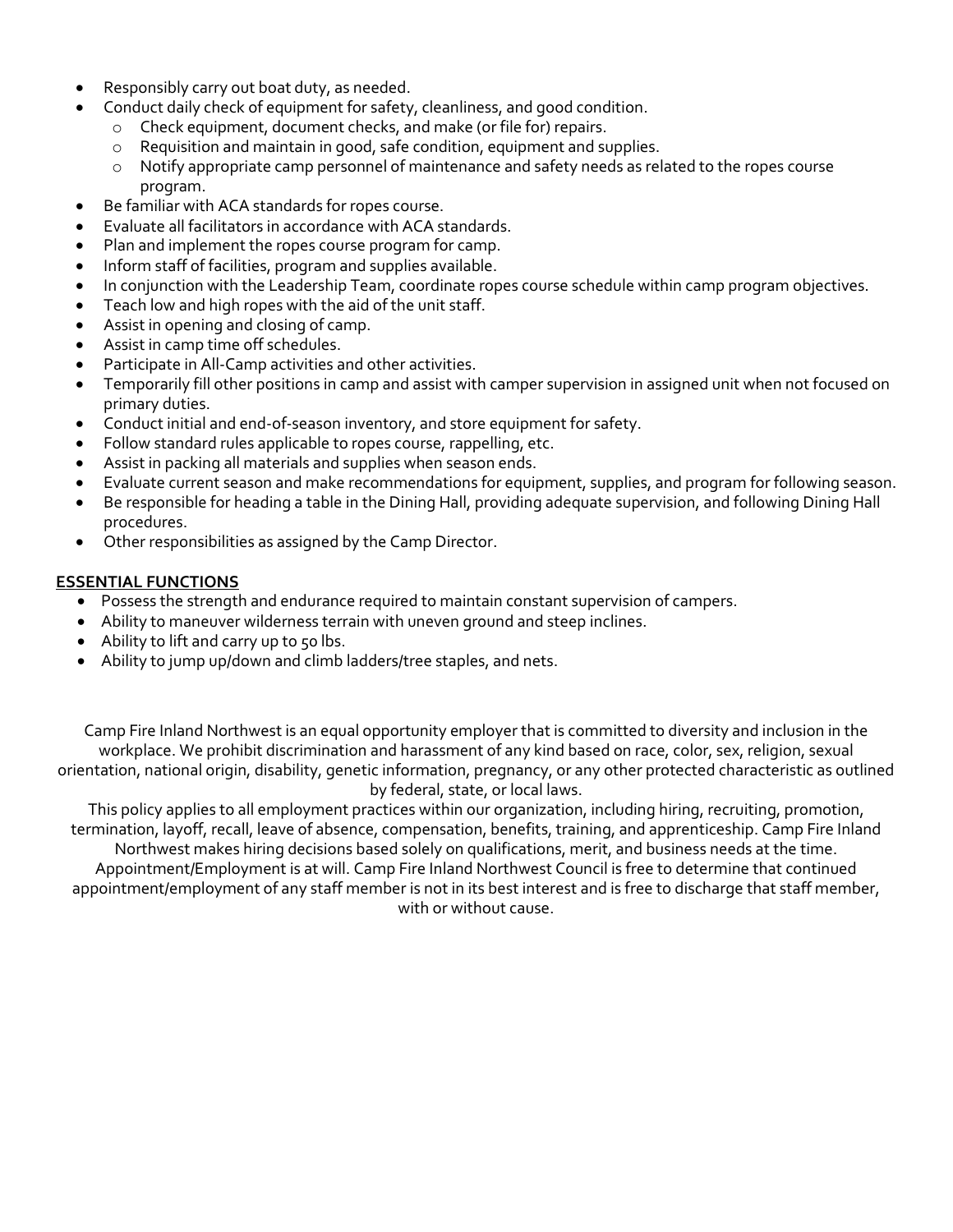- Responsibly carry out boat duty, as needed.
- Conduct daily check of equipment for safety, cleanliness, and good condition.
  - Check equipment, document checks, and make (or file for) repairs.
  - Requisition and maintain in good, safe condition, equipment and supplies.
  - Notify appropriate camp personnel of maintenance and safety needs as related to the ropes course program.
- Be familiar with ACA standards for ropes course.
- Evaluate all facilitators in accordance with ACA standards.
- Plan and implement the ropes course program for camp.
- Inform staff of facilities, program and supplies available.
- In conjunction with the Leadership Team, coordinate ropes course schedule within camp program objectives.
- Teach low and high ropes with the aid of the unit staff.
- Assist in opening and closing of camp.
- Assist in camp time off schedules.
- Participate in All-Camp activities and other activities.
- Temporarily fill other positions in camp and assist with camper supervision in assigned unit when not focused on primary duties.
- Conduct initial and end-of-season inventory, and store equipment for safety.
- Follow standard rules applicable to ropes course, rappelling, etc.
- Assist in packing all materials and supplies when season ends.
- Evaluate current season and make recommendations for equipment, supplies, and program for following season.
- Be responsible for heading a table in the Dining Hall, providing adequate supervision, and following Dining Hall procedures.
- Other responsibilities as assigned by the Camp Director.

**ESSENTIAL FUNCTIONS**

- Possess the strength and endurance required to maintain constant supervision of campers.
- Ability to maneuver wilderness terrain with uneven ground and steep inclines.
- Ability to lift and carry up to 50 lbs.
- Ability to jump up/down and climb ladders/tree staples, and nets.

Camp Fire Inland Northwest is an equal opportunity employer that is committed to diversity and inclusion in the workplace. We prohibit discrimination and harassment of any kind based on race, color, sex, religion, sexual orientation, national origin, disability, genetic information, pregnancy, or any other protected characteristic as outlined by federal, state, or local laws.

This policy applies to all employment practices within our organization, including hiring, recruiting, promotion, termination, layoff, recall, leave of absence, compensation, benefits, training, and apprenticeship. Camp Fire Inland Northwest makes hiring decisions based solely on qualifications, merit, and business needs at the time. Appointment/Employment is at will. Camp Fire Inland Northwest Council is free to determine that continued appointment/employment of any staff member is not in its best interest and is free to discharge that staff member, with or without cause.